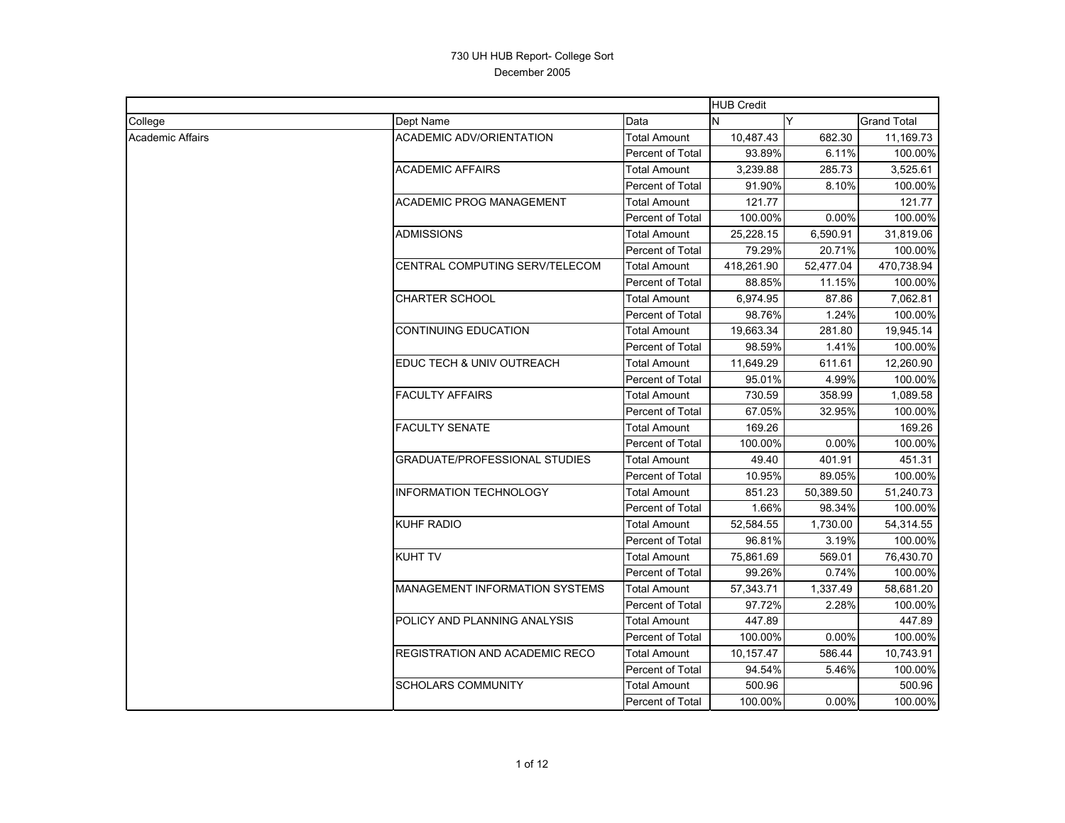# 730 UH HUB Report- College Sort

December 2005

| | | | HUB Credit | | |
|---|---|---|---|---|---|
| College | Dept Name | Data | N | Y | Grand Total |
| Academic Affairs | ACADEMIC ADV/ORIENTATION | Total Amount | 10,487.43 | 682.30 | 11,169.73 |
| | | Percent of Total | 93.89% | 6.11% | 100.00% |
| | ACADEMIC AFFAIRS | Total Amount | 3,239.88 | 285.73 | 3,525.61 |
| | | Percent of Total | 91.90% | 8.10% | 100.00% |
| | ACADEMIC PROG MANAGEMENT | Total Amount | 121.77 | | 121.77 |
| | | Percent of Total | 100.00% | 0.00% | 100.00% |
| | ADMISSIONS | Total Amount | 25,228.15 | 6,590.91 | 31,819.06 |
| | | Percent of Total | 79.29% | 20.71% | 100.00% |
| | CENTRAL COMPUTING SERV/TELECOM | Total Amount | 418,261.90 | 52,477.04 | 470,738.94 |
| | | Percent of Total | 88.85% | 11.15% | 100.00% |
| | CHARTER SCHOOL | Total Amount | 6,974.95 | 87.86 | 7,062.81 |
| | | Percent of Total | 98.76% | 1.24% | 100.00% |
| | CONTINUING EDUCATION | Total Amount | 19,663.34 | 281.80 | 19,945.14 |
| | | Percent of Total | 98.59% | 1.41% | 100.00% |
| | EDUC TECH & UNIV OUTREACH | Total Amount | 11,649.29 | 611.61 | 12,260.90 |
| | | Percent of Total | 95.01% | 4.99% | 100.00% |
| | FACULTY AFFAIRS | Total Amount | 730.59 | 358.99 | 1,089.58 |
| | | Percent of Total | 67.05% | 32.95% | 100.00% |
| | FACULTY SENATE | Total Amount | 169.26 | | 169.26 |
| | | Percent of Total | 100.00% | 0.00% | 100.00% |
| | GRADUATE/PROFESSIONAL STUDIES | Total Amount | 49.40 | 401.91 | 451.31 |
| | | Percent of Total | 10.95% | 89.05% | 100.00% |
| | INFORMATION TECHNOLOGY | Total Amount | 851.23 | 50,389.50 | 51,240.73 |
| | | Percent of Total | 1.66% | 98.34% | 100.00% |
| | KUHF RADIO | Total Amount | 52,584.55 | 1,730.00 | 54,314.55 |
| | | Percent of Total | 96.81% | 3.19% | 100.00% |
| | KUHT TV | Total Amount | 75,861.69 | 569.01 | 76,430.70 |
| | | Percent of Total | 99.26% | 0.74% | 100.00% |
| | MANAGEMENT INFORMATION SYSTEMS | Total Amount | 57,343.71 | 1,337.49 | 58,681.20 |
| | | Percent of Total | 97.72% | 2.28% | 100.00% |
| | POLICY AND PLANNING ANALYSIS | Total Amount | 447.89 | | 447.89 |
| | | Percent of Total | 100.00% | 0.00% | 100.00% |
| | REGISTRATION AND ACADEMIC RECO | Total Amount | 10,157.47 | 586.44 | 10,743.91 |
| | | Percent of Total | 94.54% | 5.46% | 100.00% |
| | SCHOLARS COMMUNITY | Total Amount | 500.96 | | 500.96 |
| | | Percent of Total | 100.00% | 0.00% | 100.00% |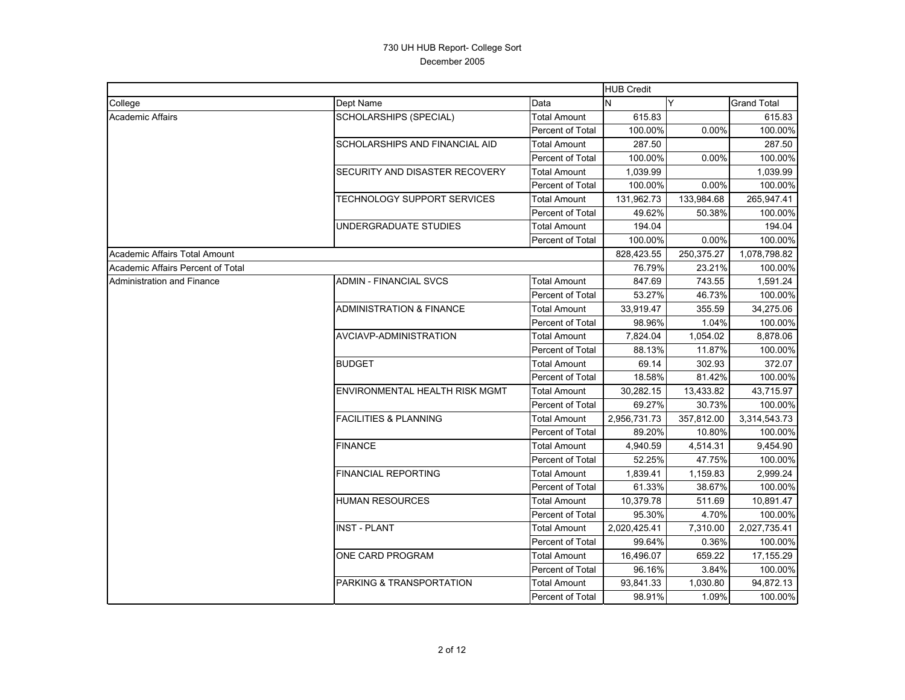730 UH HUB Report- College Sort

December 2005

| | | | HUB Credit | | |
|---|---|---|---|---|---|
| College | Dept Name | Data | N | Y | Grand Total |
| Academic Affairs | SCHOLARSHIPS (SPECIAL) | Total Amount | 615.83 | | 615.83 |
| | | Percent of Total | 100.00% | 0.00% | 100.00% |
| | SCHOLARSHIPS AND FINANCIAL AID | Total Amount | 287.50 | | 287.50 |
| | | Percent of Total | 100.00% | 0.00% | 100.00% |
| | SECURITY AND DISASTER RECOVERY | Total Amount | 1,039.99 | | 1,039.99 |
| | | Percent of Total | 100.00% | 0.00% | 100.00% |
| | TECHNOLOGY SUPPORT SERVICES | Total Amount | 131,962.73 | 133,984.68 | 265,947.41 |
| | | Percent of Total | 49.62% | 50.38% | 100.00% |
| | UNDERGRADUATE STUDIES | Total Amount | 194.04 | | 194.04 |
| | | Percent of Total | 100.00% | 0.00% | 100.00% |
| Academic Affairs Total Amount | | | 828,423.55 | 250,375.27 | 1,078,798.82 |
| Academic Affairs Percent of Total | | | 76.79% | 23.21% | 100.00% |
| Administration and Finance | ADMIN - FINANCIAL SVCS | Total Amount | 847.69 | 743.55 | 1,591.24 |
| | | Percent of Total | 53.27% | 46.73% | 100.00% |
| | ADMINISTRATION & FINANCE | Total Amount | 33,919.47 | 355.59 | 34,275.06 |
| | | Percent of Total | 98.96% | 1.04% | 100.00% |
| | AVCIAVP-ADMINISTRATION | Total Amount | 7,824.04 | 1,054.02 | 8,878.06 |
| | | Percent of Total | 88.13% | 11.87% | 100.00% |
| | BUDGET | Total Amount | 69.14 | 302.93 | 372.07 |
| | | Percent of Total | 18.58% | 81.42% | 100.00% |
| | ENVIRONMENTAL HEALTH RISK MGMT | Total Amount | 30,282.15 | 13,433.82 | 43,715.97 |
| | | Percent of Total | 69.27% | 30.73% | 100.00% |
| | FACILITIES & PLANNING | Total Amount | 2,956,731.73 | 357,812.00 | 3,314,543.73 |
| | | Percent of Total | 89.20% | 10.80% | 100.00% |
| | FINANCE | Total Amount | 4,940.59 | 4,514.31 | 9,454.90 |
| | | Percent of Total | 52.25% | 47.75% | 100.00% |
| | FINANCIAL REPORTING | Total Amount | 1,839.41 | 1,159.83 | 2,999.24 |
| | | Percent of Total | 61.33% | 38.67% | 100.00% |
| | HUMAN RESOURCES | Total Amount | 10,379.78 | 511.69 | 10,891.47 |
| | | Percent of Total | 95.30% | 4.70% | 100.00% |
| | INST - PLANT | Total Amount | 2,020,425.41 | 7,310.00 | 2,027,735.41 |
| | | Percent of Total | 99.64% | 0.36% | 100.00% |
| | ONE CARD PROGRAM | Total Amount | 16,496.07 | 659.22 | 17,155.29 |
| | | Percent of Total | 96.16% | 3.84% | 100.00% |
| | PARKING & TRANSPORTATION | Total Amount | 93,841.33 | 1,030.80 | 94,872.13 |
| | | Percent of Total | 98.91% | 1.09% | 100.00% |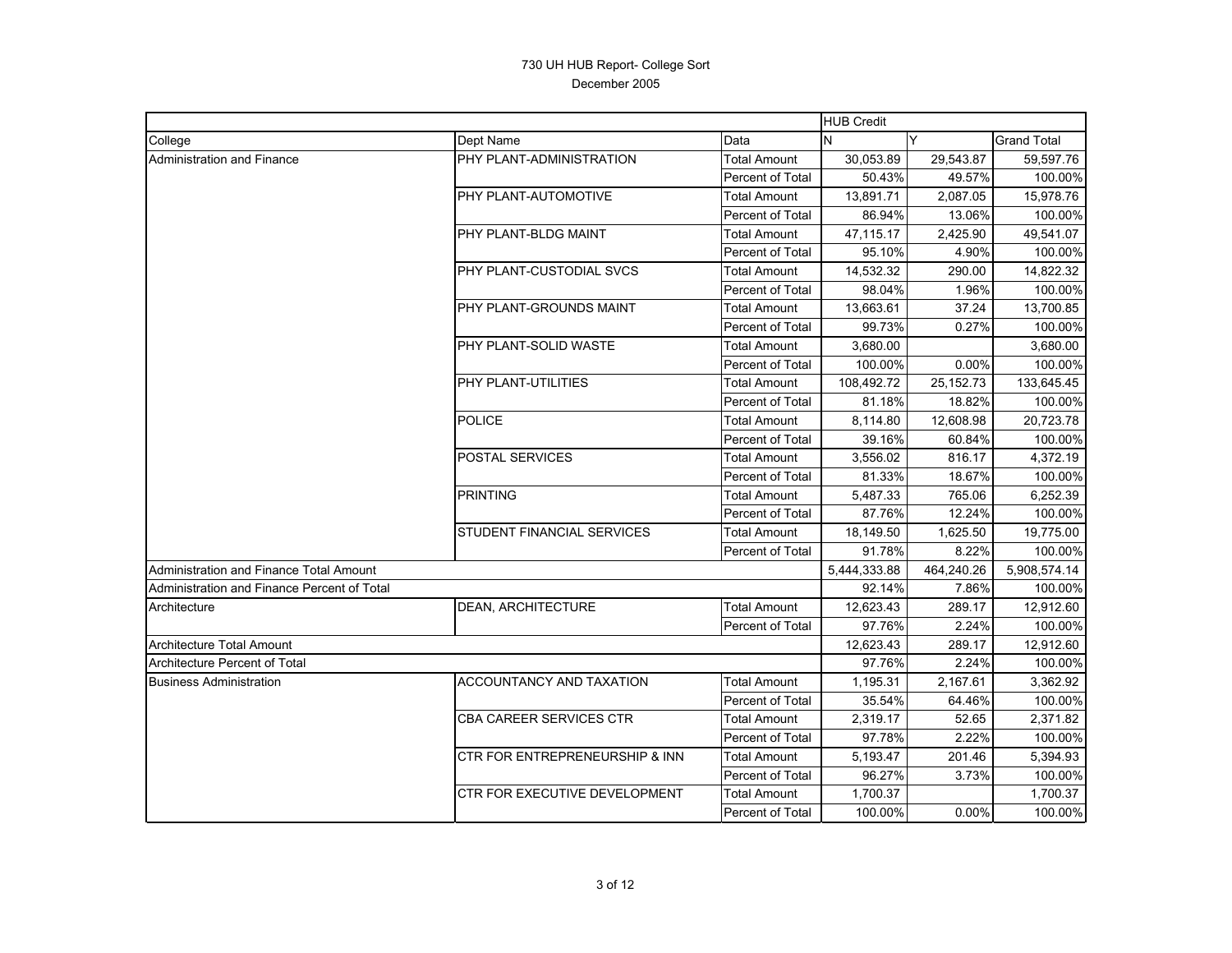730 UH HUB Report- College Sort

December 2005

| | | | HUB Credit | | |
|---|---|---|---|---|---|
| College | Dept Name | Data | N | Y | Grand Total |
| Administration and Finance | PHY PLANT-ADMINISTRATION | Total Amount | 30,053.89 | 29,543.87 | 59,597.76 |
| | | Percent of Total | 50.43% | 49.57% | 100.00% |
| | PHY PLANT-AUTOMOTIVE | Total Amount | 13,891.71 | 2,087.05 | 15,978.76 |
| | | Percent of Total | 86.94% | 13.06% | 100.00% |
| | PHY PLANT-BLDG MAINT | Total Amount | 47,115.17 | 2,425.90 | 49,541.07 |
| | | Percent of Total | 95.10% | 4.90% | 100.00% |
| | PHY PLANT-CUSTODIAL SVCS | Total Amount | 14,532.32 | 290.00 | 14,822.32 |
| | | Percent of Total | 98.04% | 1.96% | 100.00% |
| | PHY PLANT-GROUNDS MAINT | Total Amount | 13,663.61 | 37.24 | 13,700.85 |
| | | Percent of Total | 99.73% | 0.27% | 100.00% |
| | PHY PLANT-SOLID WASTE | Total Amount | 3,680.00 | | 3,680.00 |
| | | Percent of Total | 100.00% | 0.00% | 100.00% |
| | PHY PLANT-UTILITIES | Total Amount | 108,492.72 | 25,152.73 | 133,645.45 |
| | | Percent of Total | 81.18% | 18.82% | 100.00% |
| | POLICE | Total Amount | 8,114.80 | 12,608.98 | 20,723.78 |
| | | Percent of Total | 39.16% | 60.84% | 100.00% |
| | POSTAL SERVICES | Total Amount | 3,556.02 | 816.17 | 4,372.19 |
| | | Percent of Total | 81.33% | 18.67% | 100.00% |
| | PRINTING | Total Amount | 5,487.33 | 765.06 | 6,252.39 |
| | | Percent of Total | 87.76% | 12.24% | 100.00% |
| | STUDENT FINANCIAL SERVICES | Total Amount | 18,149.50 | 1,625.50 | 19,775.00 |
| | | Percent of Total | 91.78% | 8.22% | 100.00% |
| Administration and Finance Total Amount | | | 5,444,333.88 | 464,240.26 | 5,908,574.14 |
| Administration and Finance Percent of Total | | | 92.14% | 7.86% | 100.00% |
| Architecture | DEAN, ARCHITECTURE | Total Amount | 12,623.43 | 289.17 | 12,912.60 |
| | | Percent of Total | 97.76% | 2.24% | 100.00% |
| Architecture Total Amount | | | 12,623.43 | 289.17 | 12,912.60 |
| Architecture Percent of Total | | | 97.76% | 2.24% | 100.00% |
| Business Administration | ACCOUNTANCY AND TAXATION | Total Amount | 1,195.31 | 2,167.61 | 3,362.92 |
| | | Percent of Total | 35.54% | 64.46% | 100.00% |
| | CBA CAREER SERVICES CTR | Total Amount | 2,319.17 | 52.65 | 2,371.82 |
| | | Percent of Total | 97.78% | 2.22% | 100.00% |
| | CTR FOR ENTREPRENEURSHIP & INN | Total Amount | 5,193.47 | 201.46 | 5,394.93 |
| | | Percent of Total | 96.27% | 3.73% | 100.00% |
| | CTR FOR EXECUTIVE DEVELOPMENT | Total Amount | 1,700.37 | | 1,700.37 |
| | | Percent of Total | 100.00% | 0.00% | 100.00% |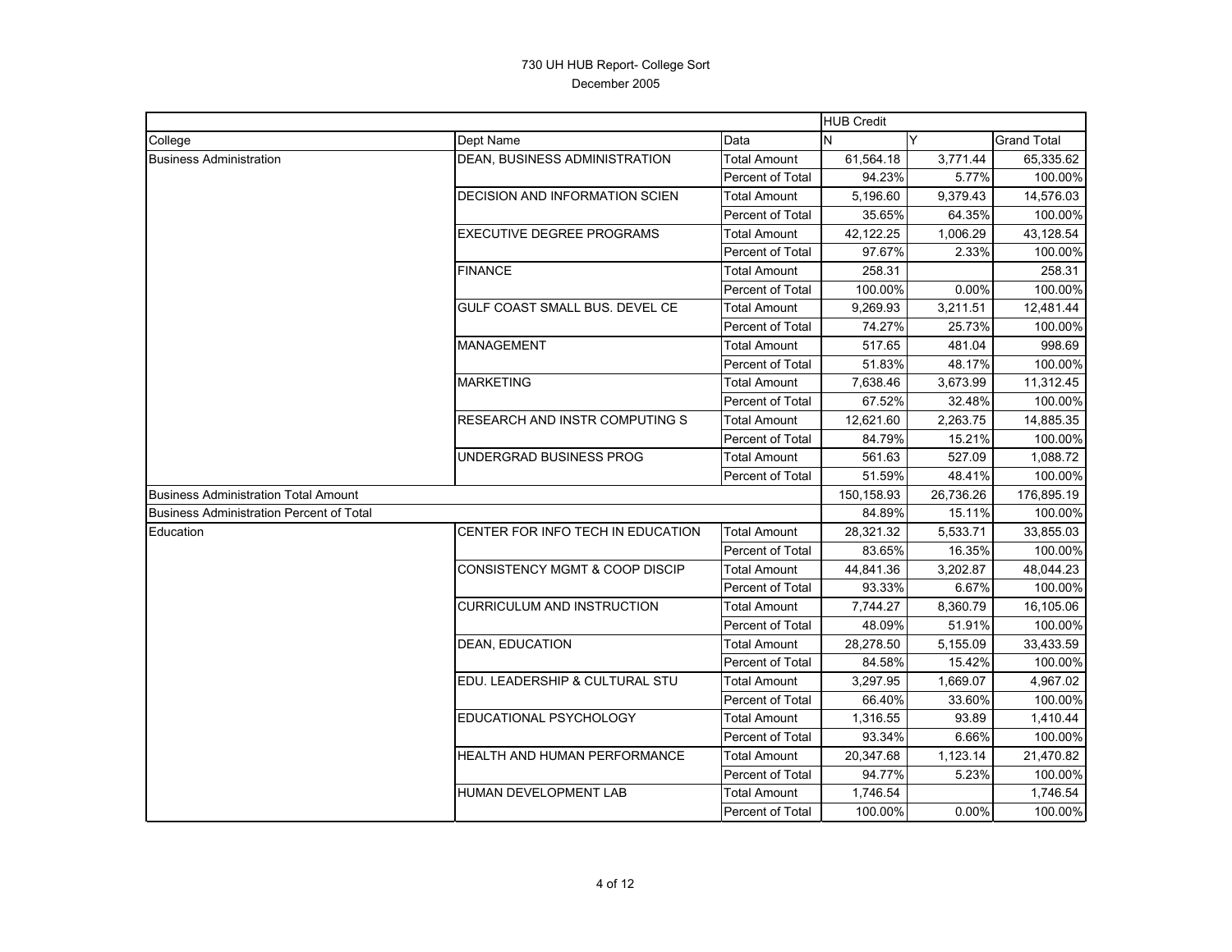730 UH HUB Report- College Sort

December 2005

| | | | HUB Credit | | |
|---|---|---|---|---|---|
| College | Dept Name | Data | N | Y | Grand Total |
| Business Administration | DEAN, BUSINESS ADMINISTRATION | Total Amount | 61,564.18 | 3,771.44 | 65,335.62 |
| | | Percent of Total | 94.23% | 5.77% | 100.00% |
| | DECISION AND INFORMATION SCIEN | Total Amount | 5,196.60 | 9,379.43 | 14,576.03 |
| | | Percent of Total | 35.65% | 64.35% | 100.00% |
| | EXECUTIVE DEGREE PROGRAMS | Total Amount | 42,122.25 | 1,006.29 | 43,128.54 |
| | | Percent of Total | 97.67% | 2.33% | 100.00% |
| | FINANCE | Total Amount | 258.31 | | 258.31 |
| | | Percent of Total | 100.00% | 0.00% | 100.00% |
| | GULF COAST SMALL BUS. DEVEL CE | Total Amount | 9,269.93 | 3,211.51 | 12,481.44 |
| | | Percent of Total | 74.27% | 25.73% | 100.00% |
| | MANAGEMENT | Total Amount | 517.65 | 481.04 | 998.69 |
| | | Percent of Total | 51.83% | 48.17% | 100.00% |
| | MARKETING | Total Amount | 7,638.46 | 3,673.99 | 11,312.45 |
| | | Percent of Total | 67.52% | 32.48% | 100.00% |
| | RESEARCH AND INSTR COMPUTING S | Total Amount | 12,621.60 | 2,263.75 | 14,885.35 |
| | | Percent of Total | 84.79% | 15.21% | 100.00% |
| | UNDERGRAD BUSINESS PROG | Total Amount | 561.63 | 527.09 | 1,088.72 |
| | | Percent of Total | 51.59% | 48.41% | 100.00% |
| Business Administration Total Amount | | | 150,158.93 | 26,736.26 | 176,895.19 |
| Business Administration Percent of Total | | | 84.89% | 15.11% | 100.00% |
| Education | CENTER FOR INFO TECH IN EDUCATION | Total Amount | 28,321.32 | 5,533.71 | 33,855.03 |
| | | Percent of Total | 83.65% | 16.35% | 100.00% |
| | CONSISTENCY MGMT & COOP DISCIP | Total Amount | 44,841.36 | 3,202.87 | 48,044.23 |
| | | Percent of Total | 93.33% | 6.67% | 100.00% |
| | CURRICULUM AND INSTRUCTION | Total Amount | 7,744.27 | 8,360.79 | 16,105.06 |
| | | Percent of Total | 48.09% | 51.91% | 100.00% |
| | DEAN, EDUCATION | Total Amount | 28,278.50 | 5,155.09 | 33,433.59 |
| | | Percent of Total | 84.58% | 15.42% | 100.00% |
| | EDU. LEADERSHIP & CULTURAL STU | Total Amount | 3,297.95 | 1,669.07 | 4,967.02 |
| | | Percent of Total | 66.40% | 33.60% | 100.00% |
| | EDUCATIONAL PSYCHOLOGY | Total Amount | 1,316.55 | 93.89 | 1,410.44 |
| | | Percent of Total | 93.34% | 6.66% | 100.00% |
| | HEALTH AND HUMAN PERFORMANCE | Total Amount | 20,347.68 | 1,123.14 | 21,470.82 |
| | | Percent of Total | 94.77% | 5.23% | 100.00% |
| | HUMAN DEVELOPMENT LAB | Total Amount | 1,746.54 | | 1,746.54 |
| | | Percent of Total | 100.00% | 0.00% | 100.00% |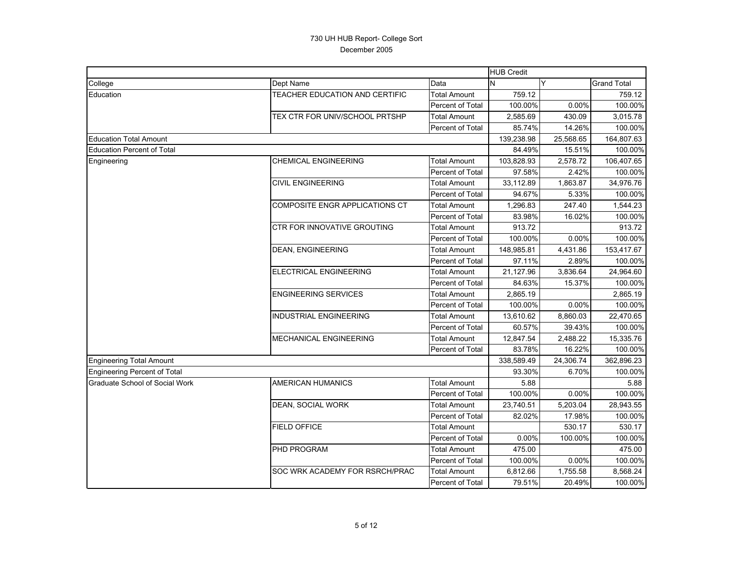# 730 UH HUB Report- College Sort

December 2005

| | | | HUB Credit | | |
|---|---|---|---|---|---|
| College | Dept Name | Data | N | Y | Grand Total |
| Education | TEACHER EDUCATION AND CERTIFIC | Total Amount | 759.12 | | 759.12 |
| | | Percent of Total | 100.00% | 0.00% | 100.00% |
| | TEX CTR FOR UNIV/SCHOOL PRTSHP | Total Amount | 2,585.69 | 430.09 | 3,015.78 |
| | | Percent of Total | 85.74% | 14.26% | 100.00% |
| Education Total Amount | | | 139,238.98 | 25,568.65 | 164,807.63 |
| Education Percent of Total | | | 84.49% | 15.51% | 100.00% |
| Engineering | CHEMICAL ENGINEERING | Total Amount | 103,828.93 | 2,578.72 | 106,407.65 |
| | | Percent of Total | 97.58% | 2.42% | 100.00% |
| | CIVIL ENGINEERING | Total Amount | 33,112.89 | 1,863.87 | 34,976.76 |
| | | Percent of Total | 94.67% | 5.33% | 100.00% |
| | COMPOSITE ENGR APPLICATIONS CT | Total Amount | 1,296.83 | 247.40 | 1,544.23 |
| | | Percent of Total | 83.98% | 16.02% | 100.00% |
| | CTR FOR INNOVATIVE GROUTING | Total Amount | 913.72 | | 913.72 |
| | | Percent of Total | 100.00% | 0.00% | 100.00% |
| | DEAN, ENGINEERING | Total Amount | 148,985.81 | 4,431.86 | 153,417.67 |
| | | Percent of Total | 97.11% | 2.89% | 100.00% |
| | ELECTRICAL ENGINEERING | Total Amount | 21,127.96 | 3,836.64 | 24,964.60 |
| | | Percent of Total | 84.63% | 15.37% | 100.00% |
| | ENGINEERING SERVICES | Total Amount | 2,865.19 | | 2,865.19 |
| | | Percent of Total | 100.00% | 0.00% | 100.00% |
| | INDUSTRIAL ENGINEERING | Total Amount | 13,610.62 | 8,860.03 | 22,470.65 |
| | | Percent of Total | 60.57% | 39.43% | 100.00% |
| | MECHANICAL ENGINEERING | Total Amount | 12,847.54 | 2,488.22 | 15,335.76 |
| | | Percent of Total | 83.78% | 16.22% | 100.00% |
| Engineering Total Amount | | | 338,589.49 | 24,306.74 | 362,896.23 |
| Engineering Percent of Total | | | 93.30% | 6.70% | 100.00% |
| Graduate School of Social Work | AMERICAN HUMANICS | Total Amount | 5.88 | | 5.88 |
| | | Percent of Total | 100.00% | 0.00% | 100.00% |
| | DEAN, SOCIAL WORK | Total Amount | 23,740.51 | 5,203.04 | 28,943.55 |
| | | Percent of Total | 82.02% | 17.98% | 100.00% |
| | FIELD OFFICE | Total Amount | | 530.17 | 530.17 |
| | | Percent of Total | 0.00% | 100.00% | 100.00% |
| | PHD PROGRAM | Total Amount | 475.00 | | 475.00 |
| | | Percent of Total | 100.00% | 0.00% | 100.00% |
| | SOC WRK ACADEMY FOR RSRCH/PRAC | Total Amount | 6,812.66 | 1,755.58 | 8,568.24 |
| | | Percent of Total | 79.51% | 20.49% | 100.00% |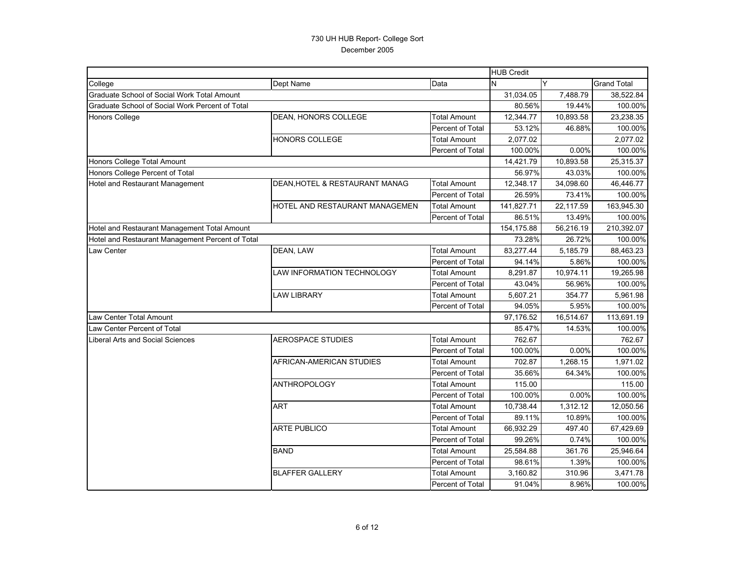# 730 UH HUB Report- College Sort

December 2005

| | | | HUB Credit | | |
|---|---|---|---|---|---|
| College | Dept Name | Data | N | Y | Grand Total |
| Graduate School of Social Work Total Amount | | | 31,034.05 | 7,488.79 | 38,522.84 |
| Graduate School of Social Work Percent of Total | | | 80.56% | 19.44% | 100.00% |
| Honors College | DEAN, HONORS COLLEGE | Total Amount | 12,344.77 | 10,893.58 | 23,238.35 |
| | | Percent of Total | 53.12% | 46.88% | 100.00% |
| | HONORS COLLEGE | Total Amount | 2,077.02 | | 2,077.02 |
| | | Percent of Total | 100.00% | 0.00% | 100.00% |
| Honors College Total Amount | | | 14,421.79 | 10,893.58 | 25,315.37 |
| Honors College Percent of Total | | | 56.97% | 43.03% | 100.00% |
| Hotel and Restaurant Management | DEAN,HOTEL & RESTAURANT MANAG | Total Amount | 12,348.17 | 34,098.60 | 46,446.77 |
| | | Percent of Total | 26.59% | 73.41% | 100.00% |
| | HOTEL AND RESTAURANT MANAGEMEN | Total Amount | 141,827.71 | 22,117.59 | 163,945.30 |
| | | Percent of Total | 86.51% | 13.49% | 100.00% |
| Hotel and Restaurant Management Total Amount | | | 154,175.88 | 56,216.19 | 210,392.07 |
| Hotel and Restaurant Management Percent of Total | | | 73.28% | 26.72% | 100.00% |
| Law Center | DEAN, LAW | Total Amount | 83,277.44 | 5,185.79 | 88,463.23 |
| | | Percent of Total | 94.14% | 5.86% | 100.00% |
| | LAW INFORMATION TECHNOLOGY | Total Amount | 8,291.87 | 10,974.11 | 19,265.98 |
| | | Percent of Total | 43.04% | 56.96% | 100.00% |
| | LAW LIBRARY | Total Amount | 5,607.21 | 354.77 | 5,961.98 |
| | | Percent of Total | 94.05% | 5.95% | 100.00% |
| Law Center Total Amount | | | 97,176.52 | 16,514.67 | 113,691.19 |
| Law Center Percent of Total | | | 85.47% | 14.53% | 100.00% |
| Liberal Arts and Social Sciences | AEROSPACE STUDIES | Total Amount | 762.67 | | 762.67 |
| | | Percent of Total | 100.00% | 0.00% | 100.00% |
| | AFRICAN-AMERICAN STUDIES | Total Amount | 702.87 | 1,268.15 | 1,971.02 |
| | | Percent of Total | 35.66% | 64.34% | 100.00% |
| | ANTHROPOLOGY | Total Amount | 115.00 | | 115.00 |
| | | Percent of Total | 100.00% | 0.00% | 100.00% |
| | ART | Total Amount | 10,738.44 | 1,312.12 | 12,050.56 |
| | | Percent of Total | 89.11% | 10.89% | 100.00% |
| | ARTE PUBLICO | Total Amount | 66,932.29 | 497.40 | 67,429.69 |
| | | Percent of Total | 99.26% | 0.74% | 100.00% |
| | BAND | Total Amount | 25,584.88 | 361.76 | 25,946.64 |
| | | Percent of Total | 98.61% | 1.39% | 100.00% |
| | BLAFFER GALLERY | Total Amount | 3,160.82 | 310.96 | 3,471.78 |
| | | Percent of Total | 91.04% | 8.96% | 100.00% |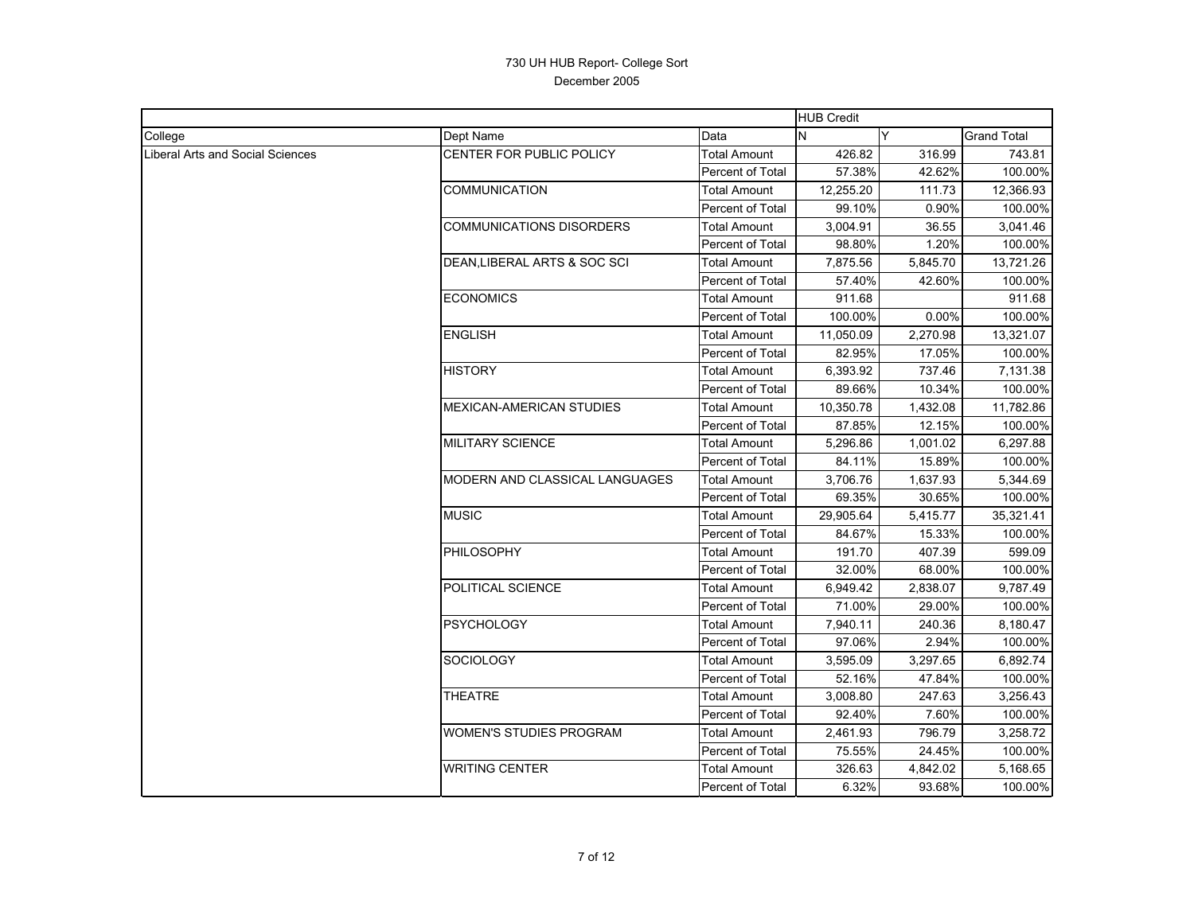# 730 UH HUB Report- College Sort

December 2005

| | | | HUB Credit | | |
|---|---|---|---|---|---|
| College | Dept Name | Data | N | Y | Grand Total |
| Liberal Arts and Social Sciences | CENTER FOR PUBLIC POLICY | Total Amount | 426.82 | 316.99 | 743.81 |
| | | Percent of Total | 57.38% | 42.62% | 100.00% |
| | COMMUNICATION | Total Amount | 12,255.20 | 111.73 | 12,366.93 |
| | | Percent of Total | 99.10% | 0.90% | 100.00% |
| | COMMUNICATIONS DISORDERS | Total Amount | 3,004.91 | 36.55 | 3,041.46 |
| | | Percent of Total | 98.80% | 1.20% | 100.00% |
| | DEAN,LIBERAL ARTS & SOC SCI | Total Amount | 7,875.56 | 5,845.70 | 13,721.26 |
| | | Percent of Total | 57.40% | 42.60% | 100.00% |
| | ECONOMICS | Total Amount | 911.68 | | 911.68 |
| | | Percent of Total | 100.00% | 0.00% | 100.00% |
| | ENGLISH | Total Amount | 11,050.09 | 2,270.98 | 13,321.07 |
| | | Percent of Total | 82.95% | 17.05% | 100.00% |
| | HISTORY | Total Amount | 6,393.92 | 737.46 | 7,131.38 |
| | | Percent of Total | 89.66% | 10.34% | 100.00% |
| | MEXICAN-AMERICAN STUDIES | Total Amount | 10,350.78 | 1,432.08 | 11,782.86 |
| | | Percent of Total | 87.85% | 12.15% | 100.00% |
| | MILITARY SCIENCE | Total Amount | 5,296.86 | 1,001.02 | 6,297.88 |
| | | Percent of Total | 84.11% | 15.89% | 100.00% |
| | MODERN AND CLASSICAL LANGUAGES | Total Amount | 3,706.76 | 1,637.93 | 5,344.69 |
| | | Percent of Total | 69.35% | 30.65% | 100.00% |
| | MUSIC | Total Amount | 29,905.64 | 5,415.77 | 35,321.41 |
| | | Percent of Total | 84.67% | 15.33% | 100.00% |
| | PHILOSOPHY | Total Amount | 191.70 | 407.39 | 599.09 |
| | | Percent of Total | 32.00% | 68.00% | 100.00% |
| | POLITICAL SCIENCE | Total Amount | 6,949.42 | 2,838.07 | 9,787.49 |
| | | Percent of Total | 71.00% | 29.00% | 100.00% |
| | PSYCHOLOGY | Total Amount | 7,940.11 | 240.36 | 8,180.47 |
| | | Percent of Total | 97.06% | 2.94% | 100.00% |
| | SOCIOLOGY | Total Amount | 3,595.09 | 3,297.65 | 6,892.74 |
| | | Percent of Total | 52.16% | 47.84% | 100.00% |
| | THEATRE | Total Amount | 3,008.80 | 247.63 | 3,256.43 |
| | | Percent of Total | 92.40% | 7.60% | 100.00% |
| | WOMEN'S STUDIES PROGRAM | Total Amount | 2,461.93 | 796.79 | 3,258.72 |
| | | Percent of Total | 75.55% | 24.45% | 100.00% |
| | WRITING CENTER | Total Amount | 326.63 | 4,842.02 | 5,168.65 |
| | | Percent of Total | 6.32% | 93.68% | 100.00% |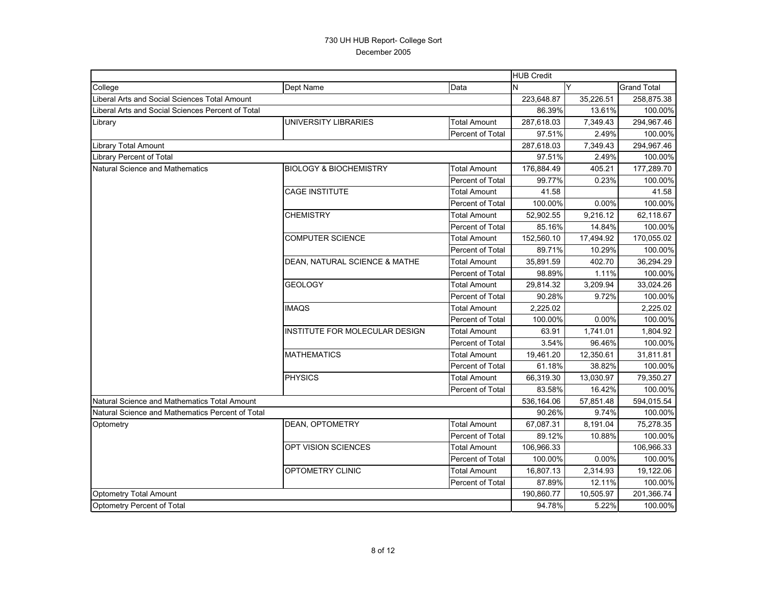730 UH HUB Report- College Sort

December 2005

| | | | HUB Credit | | |
|---|---|---|---|---|---|
| College | Dept Name | Data | N | Y | Grand Total |
| Liberal Arts and Social Sciences Total Amount | | | 223,648.87 | 35,226.51 | 258,875.38 |
| Liberal Arts and Social Sciences Percent of Total | | | 86.39% | 13.61% | 100.00% |
| Library | UNIVERSITY LIBRARIES | Total Amount | 287,618.03 | 7,349.43 | 294,967.46 |
| | | Percent of Total | 97.51% | 2.49% | 100.00% |
| Library Total Amount | | | 287,618.03 | 7,349.43 | 294,967.46 |
| Library Percent of Total | | | 97.51% | 2.49% | 100.00% |
| Natural Science and Mathematics | BIOLOGY & BIOCHEMISTRY | Total Amount | 176,884.49 | 405.21 | 177,289.70 |
| | | Percent of Total | 99.77% | 0.23% | 100.00% |
| | CAGE INSTITUTE | Total Amount | 41.58 | | 41.58 |
| | | Percent of Total | 100.00% | 0.00% | 100.00% |
| | CHEMISTRY | Total Amount | 52,902.55 | 9,216.12 | 62,118.67 |
| | | Percent of Total | 85.16% | 14.84% | 100.00% |
| | COMPUTER SCIENCE | Total Amount | 152,560.10 | 17,494.92 | 170,055.02 |
| | | Percent of Total | 89.71% | 10.29% | 100.00% |
| | DEAN, NATURAL SCIENCE & MATHE | Total Amount | 35,891.59 | 402.70 | 36,294.29 |
| | | Percent of Total | 98.89% | 1.11% | 100.00% |
| | GEOLOGY | Total Amount | 29,814.32 | 3,209.94 | 33,024.26 |
| | | Percent of Total | 90.28% | 9.72% | 100.00% |
| | IMAQS | Total Amount | 2,225.02 | | 2,225.02 |
| | | Percent of Total | 100.00% | 0.00% | 100.00% |
| | INSTITUTE FOR MOLECULAR DESIGN | Total Amount | 63.91 | 1,741.01 | 1,804.92 |
| | | Percent of Total | 3.54% | 96.46% | 100.00% |
| | MATHEMATICS | Total Amount | 19,461.20 | 12,350.61 | 31,811.81 |
| | | Percent of Total | 61.18% | 38.82% | 100.00% |
| | PHYSICS | Total Amount | 66,319.30 | 13,030.97 | 79,350.27 |
| | | Percent of Total | 83.58% | 16.42% | 100.00% |
| Natural Science and Mathematics Total Amount | | | 536,164.06 | 57,851.48 | 594,015.54 |
| Natural Science and Mathematics Percent of Total | | | 90.26% | 9.74% | 100.00% |
| Optometry | DEAN, OPTOMETRY | Total Amount | 67,087.31 | 8,191.04 | 75,278.35 |
| | | Percent of Total | 89.12% | 10.88% | 100.00% |
| | OPT VISION SCIENCES | Total Amount | 106,966.33 | | 106,966.33 |
| | | Percent of Total | 100.00% | 0.00% | 100.00% |
| | OPTOMETRY CLINIC | Total Amount | 16,807.13 | 2,314.93 | 19,122.06 |
| | | Percent of Total | 87.89% | 12.11% | 100.00% |
| Optometry Total Amount | | | 190,860.77 | 10,505.97 | 201,366.74 |
| Optometry Percent of Total | | | 94.78% | 5.22% | 100.00% |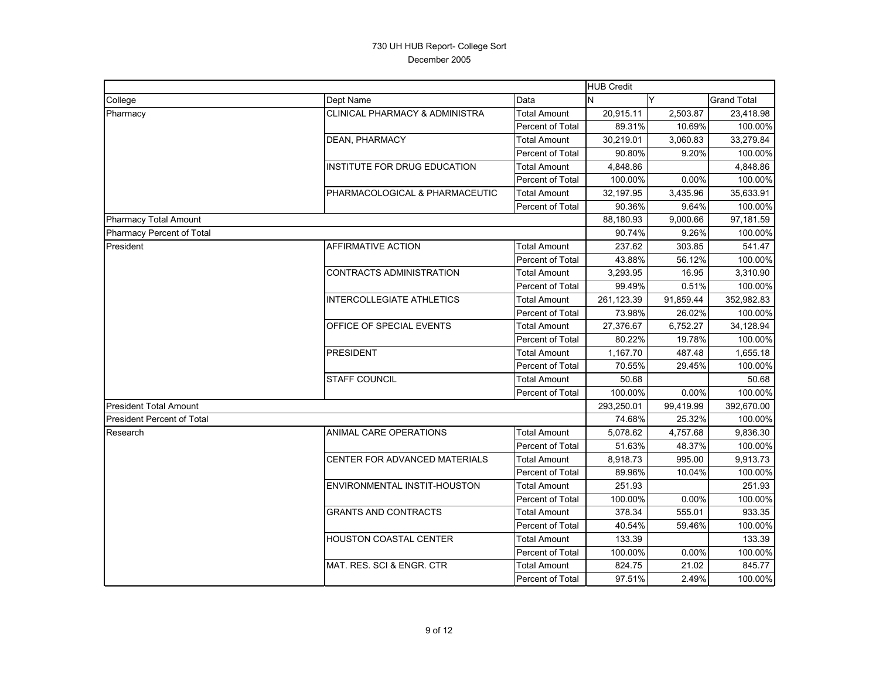# 730 UH HUB Report- College Sort

December 2005

| | | | HUB Credit | | |
|---|---|---|---|---|---|
| College | Dept Name | Data | N | Y | Grand Total |
| Pharmacy | CLINICAL PHARMACY & ADMINISTRA | Total Amount | 20,915.11 | 2,503.87 | 23,418.98 |
| | | Percent of Total | 89.31% | 10.69% | 100.00% |
| | DEAN, PHARMACY | Total Amount | 30,219.01 | 3,060.83 | 33,279.84 |
| | | Percent of Total | 90.80% | 9.20% | 100.00% |
| | INSTITUTE FOR DRUG EDUCATION | Total Amount | 4,848.86 | | 4,848.86 |
| | | Percent of Total | 100.00% | 0.00% | 100.00% |
| | PHARMACOLOGICAL & PHARMACEUTIC | Total Amount | 32,197.95 | 3,435.96 | 35,633.91 |
| | | Percent of Total | 90.36% | 9.64% | 100.00% |
| Pharmacy Total Amount | | | 88,180.93 | 9,000.66 | 97,181.59 |
| Pharmacy Percent of Total | | | 90.74% | 9.26% | 100.00% |
| President | AFFIRMATIVE ACTION | Total Amount | 237.62 | 303.85 | 541.47 |
| | | Percent of Total | 43.88% | 56.12% | 100.00% |
| | CONTRACTS ADMINISTRATION | Total Amount | 3,293.95 | 16.95 | 3,310.90 |
| | | Percent of Total | 99.49% | 0.51% | 100.00% |
| | INTERCOLLEGIATE ATHLETICS | Total Amount | 261,123.39 | 91,859.44 | 352,982.83 |
| | | Percent of Total | 73.98% | 26.02% | 100.00% |
| | OFFICE OF SPECIAL EVENTS | Total Amount | 27,376.67 | 6,752.27 | 34,128.94 |
| | | Percent of Total | 80.22% | 19.78% | 100.00% |
| | PRESIDENT | Total Amount | 1,167.70 | 487.48 | 1,655.18 |
| | | Percent of Total | 70.55% | 29.45% | 100.00% |
| | STAFF COUNCIL | Total Amount | 50.68 | | 50.68 |
| | | Percent of Total | 100.00% | 0.00% | 100.00% |
| President Total Amount | | | 293,250.01 | 99,419.99 | 392,670.00 |
| President Percent of Total | | | 74.68% | 25.32% | 100.00% |
| Research | ANIMAL CARE OPERATIONS | Total Amount | 5,078.62 | 4,757.68 | 9,836.30 |
| | | Percent of Total | 51.63% | 48.37% | 100.00% |
| | CENTER FOR ADVANCED MATERIALS | Total Amount | 8,918.73 | 995.00 | 9,913.73 |
| | | Percent of Total | 89.96% | 10.04% | 100.00% |
| | ENVIRONMENTAL INSTIT-HOUSTON | Total Amount | 251.93 | | 251.93 |
| | | Percent of Total | 100.00% | 0.00% | 100.00% |
| | GRANTS AND CONTRACTS | Total Amount | 378.34 | 555.01 | 933.35 |
| | | Percent of Total | 40.54% | 59.46% | 100.00% |
| | HOUSTON COASTAL CENTER | Total Amount | 133.39 | | 133.39 |
| | | Percent of Total | 100.00% | 0.00% | 100.00% |
| | MAT. RES. SCI & ENGR. CTR | Total Amount | 824.75 | 21.02 | 845.77 |
| | | Percent of Total | 97.51% | 2.49% | 100.00% |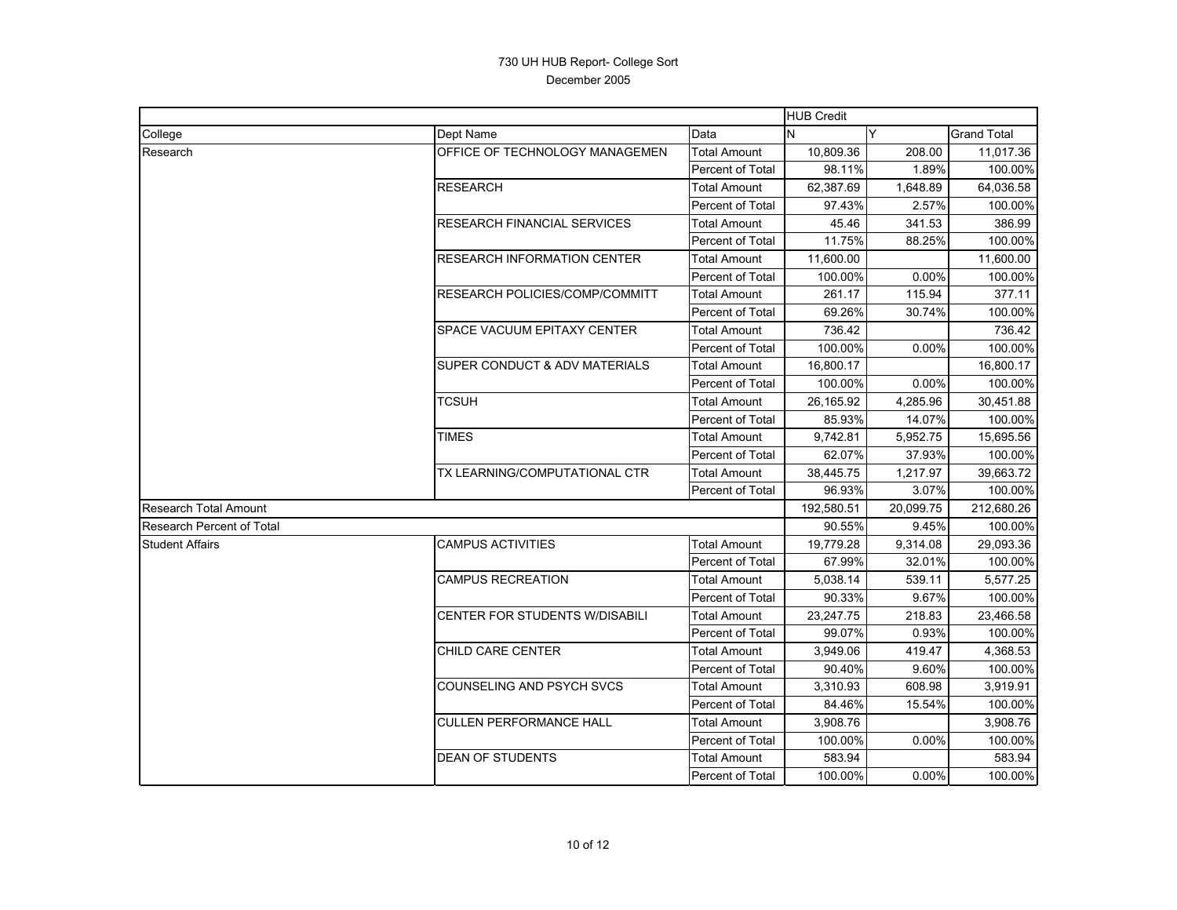730 UH HUB Report- College Sort

December 2005

| | | | HUB Credit | | |
|---|---|---|---|---|---|
| College | Dept Name | Data | N | Y | Grand Total |
| Research | OFFICE OF TECHNOLOGY MANAGEMEN | Total Amount | 10,809.36 | 208.00 | 11,017.36 |
| | | Percent of Total | 98.11% | 1.89% | 100.00% |
| | RESEARCH | Total Amount | 62,387.69 | 1,648.89 | 64,036.58 |
| | | Percent of Total | 97.43% | 2.57% | 100.00% |
| | RESEARCH FINANCIAL SERVICES | Total Amount | 45.46 | 341.53 | 386.99 |
| | | Percent of Total | 11.75% | 88.25% | 100.00% |
| | RESEARCH INFORMATION CENTER | Total Amount | 11,600.00 | | 11,600.00 |
| | | Percent of Total | 100.00% | 0.00% | 100.00% |
| | RESEARCH POLICIES/COMP/COMMITT | Total Amount | 261.17 | 115.94 | 377.11 |
| | | Percent of Total | 69.26% | 30.74% | 100.00% |
| | SPACE VACUUM EPITAXY CENTER | Total Amount | 736.42 | | 736.42 |
| | | Percent of Total | 100.00% | 0.00% | 100.00% |
| | SUPER CONDUCT & ADV MATERIALS | Total Amount | 16,800.17 | | 16,800.17 |
| | | Percent of Total | 100.00% | 0.00% | 100.00% |
| | TCSUH | Total Amount | 26,165.92 | 4,285.96 | 30,451.88 |
| | | Percent of Total | 85.93% | 14.07% | 100.00% |
| | TIMES | Total Amount | 9,742.81 | 5,952.75 | 15,695.56 |
| | | Percent of Total | 62.07% | 37.93% | 100.00% |
| | TX LEARNING/COMPUTATIONAL CTR | Total Amount | 38,445.75 | 1,217.97 | 39,663.72 |
| | | Percent of Total | 96.93% | 3.07% | 100.00% |
| Research Total Amount | | | 192,580.51 | 20,099.75 | 212,680.26 |
| Research Percent of Total | | | 90.55% | 9.45% | 100.00% |
| Student Affairs | CAMPUS ACTIVITIES | Total Amount | 19,779.28 | 9,314.08 | 29,093.36 |
| | | Percent of Total | 67.99% | 32.01% | 100.00% |
| | CAMPUS RECREATION | Total Amount | 5,038.14 | 539.11 | 5,577.25 |
| | | Percent of Total | 90.33% | 9.67% | 100.00% |
| | CENTER FOR STUDENTS W/DISABILI | Total Amount | 23,247.75 | 218.83 | 23,466.58 |
| | | Percent of Total | 99.07% | 0.93% | 100.00% |
| | CHILD CARE CENTER | Total Amount | 3,949.06 | 419.47 | 4,368.53 |
| | | Percent of Total | 90.40% | 9.60% | 100.00% |
| | COUNSELING AND PSYCH SVCS | Total Amount | 3,310.93 | 608.98 | 3,919.91 |
| | | Percent of Total | 84.46% | 15.54% | 100.00% |
| | CULLEN PERFORMANCE HALL | Total Amount | 3,908.76 | | 3,908.76 |
| | | Percent of Total | 100.00% | 0.00% | 100.00% |
| | DEAN OF STUDENTS | Total Amount | 583.94 | | 583.94 |
| | | Percent of Total | 100.00% | 0.00% | 100.00% |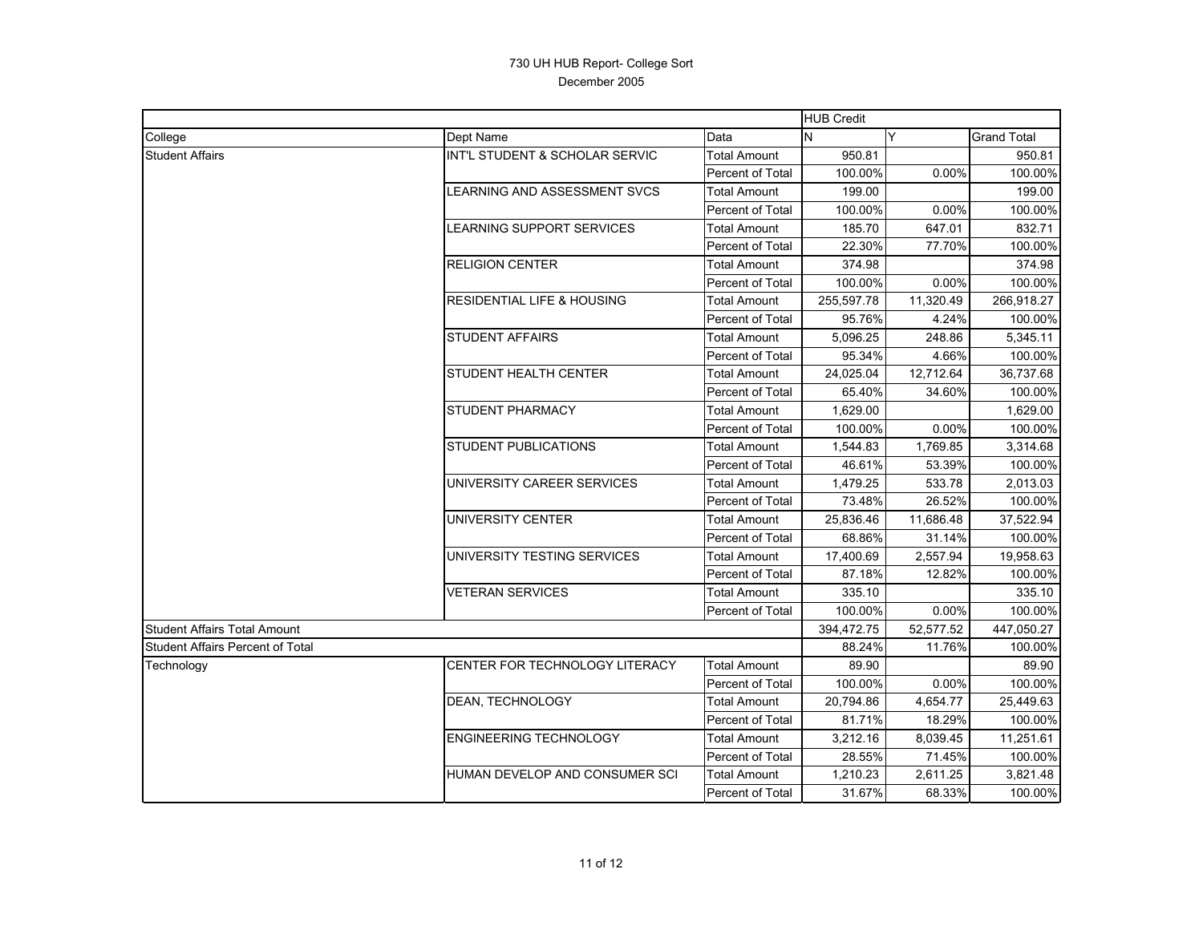# 730 UH HUB Report- College Sort

December 2005

| | | | HUB Credit | | |
|---|---|---|---|---|---|
| College | Dept Name | Data | N | Y | Grand Total |
| Student Affairs | INT'L STUDENT & SCHOLAR SERVIC | Total Amount | 950.81 | | 950.81 |
| | | Percent of Total | 100.00% | 0.00% | 100.00% |
| | LEARNING AND ASSESSMENT SVCS | Total Amount | 199.00 | | 199.00 |
| | | Percent of Total | 100.00% | 0.00% | 100.00% |
| | LEARNING SUPPORT SERVICES | Total Amount | 185.70 | 647.01 | 832.71 |
| | | Percent of Total | 22.30% | 77.70% | 100.00% |
| | RELIGION CENTER | Total Amount | 374.98 | | 374.98 |
| | | Percent of Total | 100.00% | 0.00% | 100.00% |
| | RESIDENTIAL LIFE & HOUSING | Total Amount | 255,597.78 | 11,320.49 | 266,918.27 |
| | | Percent of Total | 95.76% | 4.24% | 100.00% |
| | STUDENT AFFAIRS | Total Amount | 5,096.25 | 248.86 | 5,345.11 |
| | | Percent of Total | 95.34% | 4.66% | 100.00% |
| | STUDENT HEALTH CENTER | Total Amount | 24,025.04 | 12,712.64 | 36,737.68 |
| | | Percent of Total | 65.40% | 34.60% | 100.00% |
| | STUDENT PHARMACY | Total Amount | 1,629.00 | | 1,629.00 |
| | | Percent of Total | 100.00% | 0.00% | 100.00% |
| | STUDENT PUBLICATIONS | Total Amount | 1,544.83 | 1,769.85 | 3,314.68 |
| | | Percent of Total | 46.61% | 53.39% | 100.00% |
| | UNIVERSITY CAREER SERVICES | Total Amount | 1,479.25 | 533.78 | 2,013.03 |
| | | Percent of Total | 73.48% | 26.52% | 100.00% |
| | UNIVERSITY CENTER | Total Amount | 25,836.46 | 11,686.48 | 37,522.94 |
| | | Percent of Total | 68.86% | 31.14% | 100.00% |
| | UNIVERSITY TESTING SERVICES | Total Amount | 17,400.69 | 2,557.94 | 19,958.63 |
| | | Percent of Total | 87.18% | 12.82% | 100.00% |
| | VETERAN SERVICES | Total Amount | 335.10 | | 335.10 |
| | | Percent of Total | 100.00% | 0.00% | 100.00% |
| Student Affairs Total Amount | | | 394,472.75 | 52,577.52 | 447,050.27 |
| Student Affairs Percent of Total | | | 88.24% | 11.76% | 100.00% |
| Technology | CENTER FOR TECHNOLOGY LITERACY | Total Amount | 89.90 | | 89.90 |
| | | Percent of Total | 100.00% | 0.00% | 100.00% |
| | DEAN, TECHNOLOGY | Total Amount | 20,794.86 | 4,654.77 | 25,449.63 |
| | | Percent of Total | 81.71% | 18.29% | 100.00% |
| | ENGINEERING TECHNOLOGY | Total Amount | 3,212.16 | 8,039.45 | 11,251.61 |
| | | Percent of Total | 28.55% | 71.45% | 100.00% |
| | HUMAN DEVELOP AND CONSUMER SCI | Total Amount | 1,210.23 | 2,611.25 | 3,821.48 |
| | | Percent of Total | 31.67% | 68.33% | 100.00% |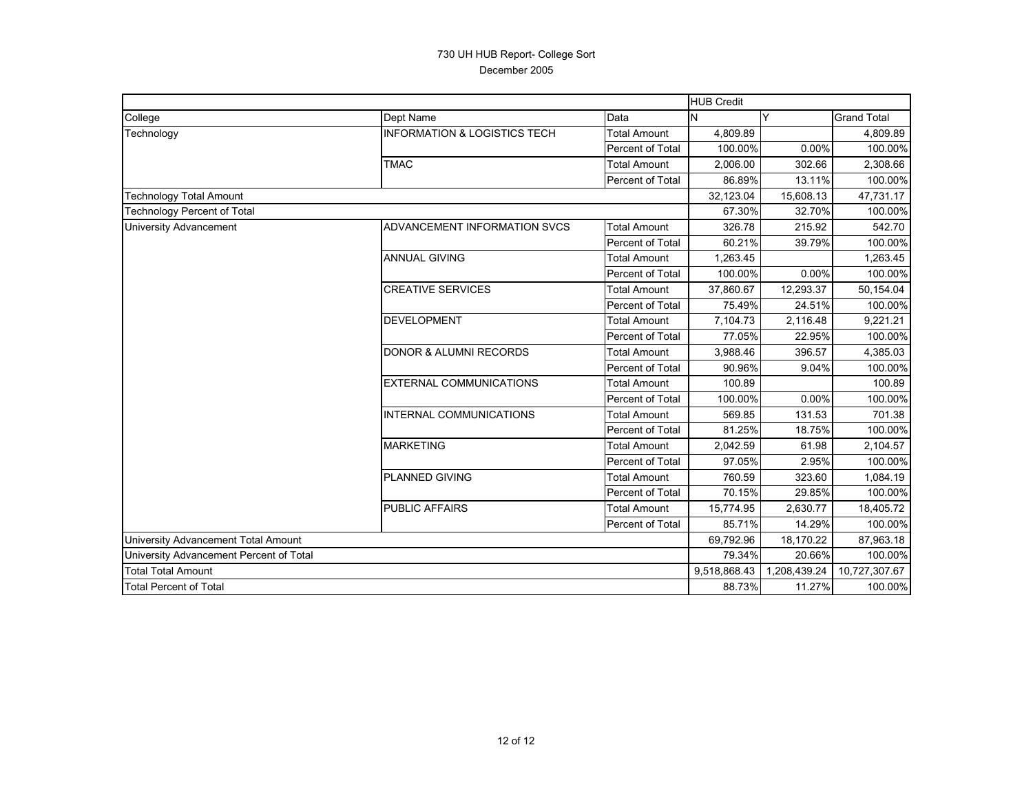730 UH HUB Report- College Sort

December 2005

| | | | HUB Credit | | |
|---|---|---|---|---|---|
| College | Dept Name | Data | N | Y | Grand Total |
| Technology | INFORMATION & LOGISTICS TECH | Total Amount | 4,809.89 | | 4,809.89 |
| | | Percent of Total | 100.00% | 0.00% | 100.00% |
| | TMAC | Total Amount | 2,006.00 | 302.66 | 2,308.66 |
| | | Percent of Total | 86.89% | 13.11% | 100.00% |
| Technology Total Amount | | | 32,123.04 | 15,608.13 | 47,731.17 |
| Technology Percent of Total | | | 67.30% | 32.70% | 100.00% |
| University Advancement | ADVANCEMENT INFORMATION SVCS | Total Amount | 326.78 | 215.92 | 542.70 |
| | | Percent of Total | 60.21% | 39.79% | 100.00% |
| | ANNUAL GIVING | Total Amount | 1,263.45 | | 1,263.45 |
| | | Percent of Total | 100.00% | 0.00% | 100.00% |
| | CREATIVE SERVICES | Total Amount | 37,860.67 | 12,293.37 | 50,154.04 |
| | | Percent of Total | 75.49% | 24.51% | 100.00% |
| | DEVELOPMENT | Total Amount | 7,104.73 | 2,116.48 | 9,221.21 |
| | | Percent of Total | 77.05% | 22.95% | 100.00% |
| | DONOR & ALUMNI RECORDS | Total Amount | 3,988.46 | 396.57 | 4,385.03 |
| | | Percent of Total | 90.96% | 9.04% | 100.00% |
| | EXTERNAL COMMUNICATIONS | Total Amount | 100.89 | | 100.89 |
| | | Percent of Total | 100.00% | 0.00% | 100.00% |
| | INTERNAL COMMUNICATIONS | Total Amount | 569.85 | 131.53 | 701.38 |
| | | Percent of Total | 81.25% | 18.75% | 100.00% |
| | MARKETING | Total Amount | 2,042.59 | 61.98 | 2,104.57 |
| | | Percent of Total | 97.05% | 2.95% | 100.00% |
| | PLANNED GIVING | Total Amount | 760.59 | 323.60 | 1,084.19 |
| | | Percent of Total | 70.15% | 29.85% | 100.00% |
| | PUBLIC AFFAIRS | Total Amount | 15,774.95 | 2,630.77 | 18,405.72 |
| | | Percent of Total | 85.71% | 14.29% | 100.00% |
| University Advancement Total Amount | | | 69,792.96 | 18,170.22 | 87,963.18 |
| University Advancement Percent of Total | | | 79.34% | 20.66% | 100.00% |
| Total Total Amount | | | 9,518,868.43 | 1,208,439.24 | 10,727,307.67 |
| Total Percent of Total | | | 88.73% | 11.27% | 100.00% |